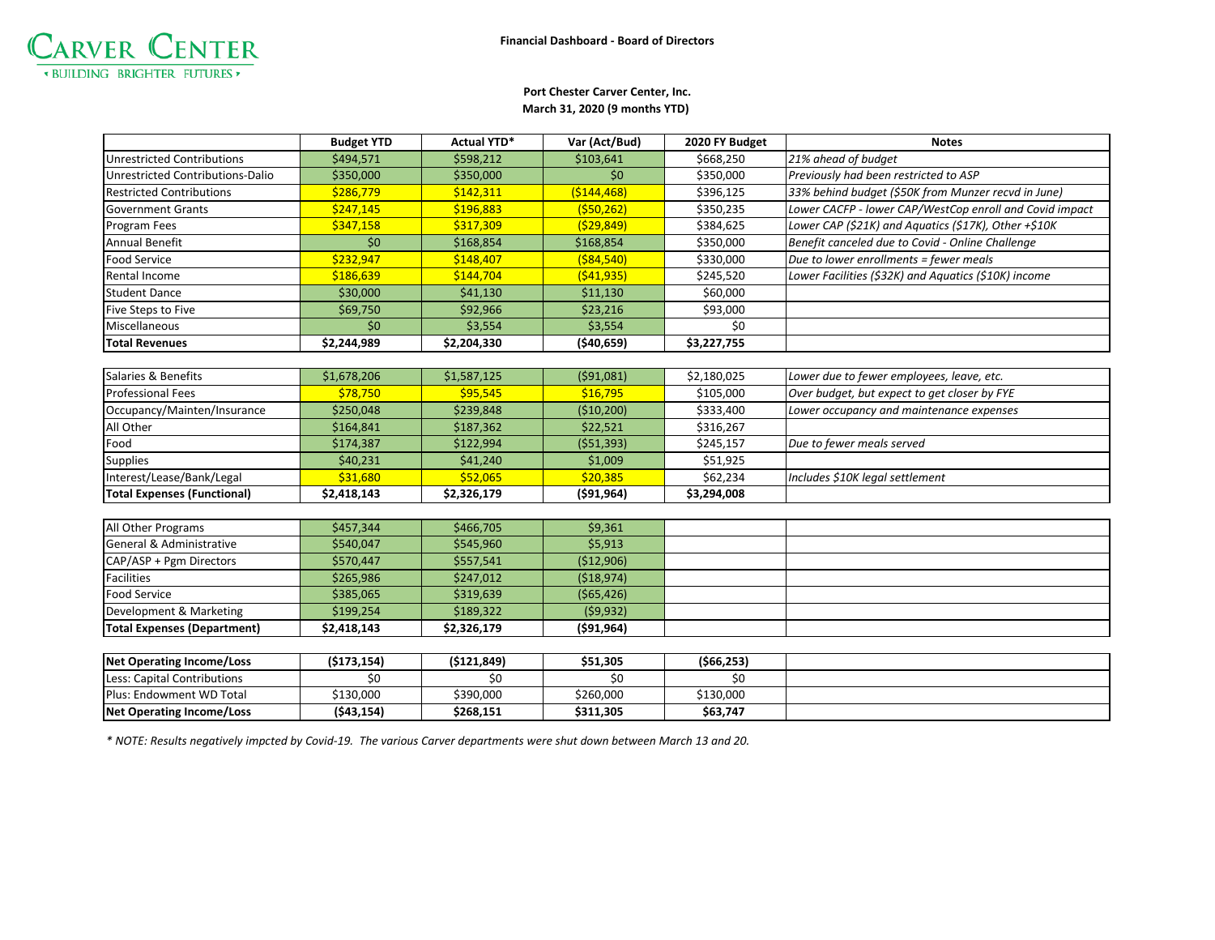CARVER CENTER
• BUILDING BRIGHTER FUTURES •

**Financial Dashboard - Board of Directors**

**Port Chester Carver Center, Inc.**
**March 31, 2020 (9 months YTD)**

| | Budget YTD | Actual YTD* | Var (Act/Bud) | 2020 FY Budget | Notes |
|---|---|---|---|---|---|
| Unrestricted Contributions | $494,571 | $598,212 | $103,641 | $668,250 | *21% ahead of budget* |
| Unrestricted Contributions-Dalio | $350,000 | $350,000 | $0 | $350,000 | *Previously had been restricted to ASP* |
| Restricted Contributions | $286,779 | $142,311 | ($144,468) | $396,125 | *33% behind budget ($50K from Munzer recvd in June)* |
| Government Grants | $247,145 | $196,883 | ($50,262) | $350,235 | *Lower CACFP - lower CAP/WestCop enroll and Covid impact* |
| Program Fees | $347,158 | $317,309 | ($29,849) | $384,625 | *Lower CAP ($21K) and Aquatics ($17K), Other +$10K* |
| Annual Benefit | $0 | $168,854 | $168,854 | $350,000 | *Benefit canceled due to Covid - Online Challenge* |
| Food Service | $232,947 | $148,407 | ($84,540) | $330,000 | *Due to lower enrollments = fewer meals* |
| Rental Income | $186,639 | $144,704 | ($41,935) | $245,520 | *Lower Facilities ($32K) and Aquatics ($10K) income* |
| Student Dance | $30,000 | $41,130 | $11,130 | $60,000 | |
| Five Steps to Five | $69,750 | $92,966 | $23,216 | $93,000 | |
| Miscellaneous | $0 | $3,554 | $3,554 | $0 | |
| **Total Revenues** | **$2,244,989** | **$2,204,330** | **($40,659)** | **$3,227,755** | |
| | | | | | |
| Salaries & Benefits | $1,678,206 | $1,587,125 | ($91,081) | $2,180,025 | *Lower due to fewer employees, leave, etc.* |
| Professional Fees | $78,750 | $95,545 | $16,795 | $105,000 | *Over budget, but expect to get closer by FYE* |
| Occupancy/Mainten/Insurance | $250,048 | $239,848 | ($10,200) | $333,400 | *Lower occupancy and maintenance expenses* |
| All Other | $164,841 | $187,362 | $22,521 | $316,267 | |
| Food | $174,387 | $122,994 | ($51,393) | $245,157 | *Due to fewer meals served* |
| Supplies | $40,231 | $41,240 | $1,009 | $51,925 | |
| Interest/Lease/Bank/Legal | $31,680 | $52,065 | $20,385 | $62,234 | *Includes $10K legal settlement* |
| **Total Expenses (Functional)** | **$2,418,143** | **$2,326,179** | **($91,964)** | **$3,294,008** | |
| | | | | | |
| All Other Programs | $457,344 | $466,705 | $9,361 | | |
| General & Administrative | $540,047 | $545,960 | $5,913 | | |
| CAP/ASP + Pgm Directors | $570,447 | $557,541 | ($12,906) | | |
| Facilities | $265,986 | $247,012 | ($18,974) | | |
| Food Service | $385,065 | $319,639 | ($65,426) | | |
| Development & Marketing | $199,254 | $189,322 | ($9,932) | | |
| **Total Expenses (Department)** | **$2,418,143** | **$2,326,179** | **($91,964)** | | |
| | | | | | |
| **Net Operating Income/Loss** | **($173,154)** | **($121,849)** | **$51,305** | **($66,253)** | |
| Less: Capital Contributions | $0 | $0 | $0 | $0 | |
| Plus: Endowment WD Total | $130,000 | $390,000 | $260,000 | $130,000 | |
| **Net Operating Income/Loss** | **($43,154)** | **$268,151** | **$311,305** | **$63,747** | |

*\* NOTE: Results negatively impcted by Covid-19. The various Carver departments were shut down between March 13 and 20.*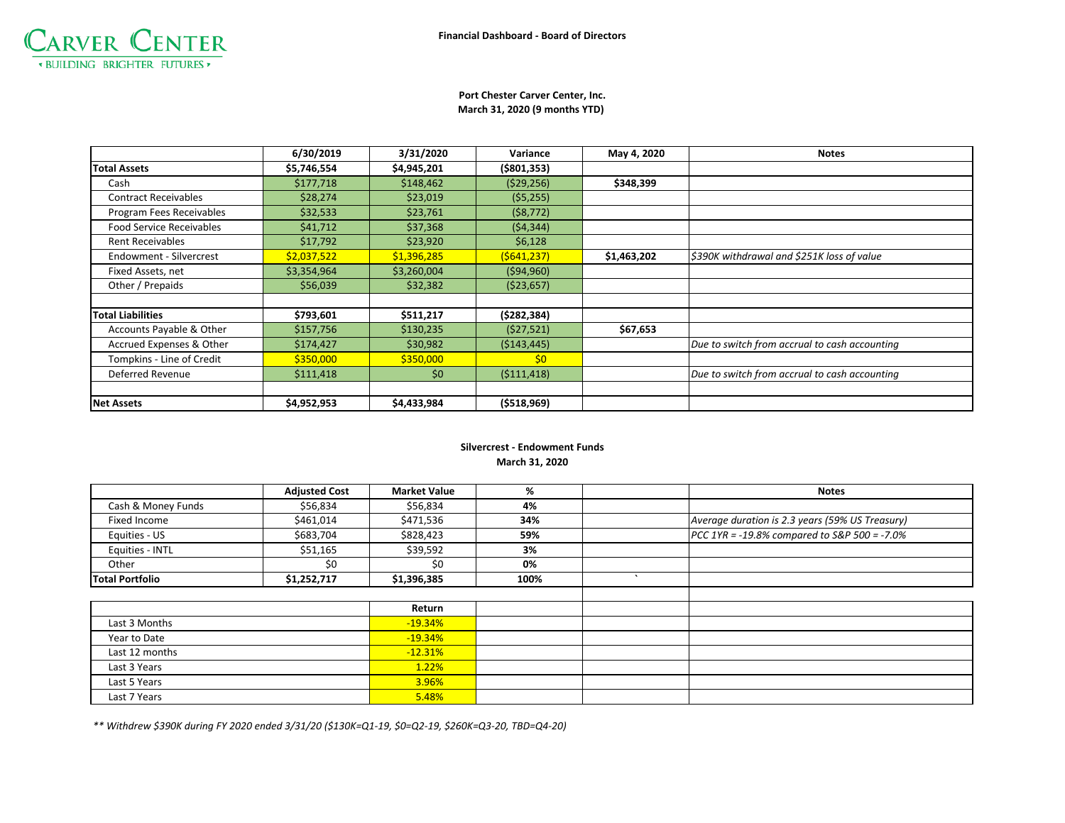Carver Center
• BUILDING BRIGHTER FUTURES •

**Financial Dashboard - Board of Directors**

**Port Chester Carver Center, Inc.**
**March 31, 2020 (9 months YTD)**

| | 6/30/2019 | 3/31/2020 | Variance | May 4, 2020 | Notes |
|---|---|---|---|---|---|
| **Total Assets** | **$5,746,554** | **$4,945,201** | **($801,353)** | | |
| Cash | $177,718 | $148,462 | ($29,256) | **$348,399** | |
| Contract Receivables | $28,274 | $23,019 | ($5,255) | | |
| Program Fees Receivables | $32,533 | $23,761 | ($8,772) | | |
| Food Service Receivables | $41,712 | $37,368 | ($4,344) | | |
| Rent Receivables | $17,792 | $23,920 | $6,128 | | |
| Endowment - Silvercrest | $2,037,522 | $1,396,285 | ($641,237) | **$1,463,202** | *$390K withdrawal and $251K loss of value* |
| Fixed Assets, net | $3,354,964 | $3,260,004 | ($94,960) | | |
| Other / Prepaids | $56,039 | $32,382 | ($23,657) | | |
| | | | | | |
| **Total Liabilities** | **$793,601** | **$511,217** | **($282,384)** | | |
| Accounts Payable & Other | $157,756 | $130,235 | ($27,521) | **$67,653** | |
| Accrued Expenses & Other | $174,427 | $30,982 | ($143,445) | | *Due to switch from accrual to cash accounting* |
| Tompkins - Line of Credit | $350,000 | $350,000 | $0 | | |
| Deferred Revenue | $111,418 | $0 | ($111,418) | | *Due to switch from accrual to cash accounting* |
| | | | | | |
| **Net Assets** | **$4,952,953** | **$4,433,984** | **($518,969)** | | |

**Silvercrest - Endowment Funds**
**March 31, 2020**

| | Adjusted Cost | Market Value | % | | Notes |
|---|---|---|---|---|---|
| Cash & Money Funds | $56,834 | $56,834 | **4%** | | |
| Fixed Income | $461,014 | $471,536 | **34%** | | *Average duration is 2.3 years (59% US Treasury)* |
| Equities - US | $683,704 | $828,423 | **59%** | | *PCC 1YR = -19.8% compared to S&P 500 = -7.0%* |
| Equities - INTL | $51,165 | $39,592 | **3%** | | |
| Other | $0 | $0 | **0%** | | |
| **Total Portfolio** | **$1,252,717** | **$1,396,385** | **100%** | ` | |

| | Return |
|---|---|
| Last 3 Months | -19.34% |
| Year to Date | -19.34% |
| Last 12 months | -12.31% |
| Last 3 Years | 1.22% |
| Last 5 Years | 3.96% |
| Last 7 Years | 5.48% |

*** Withdrew $390K during FY 2020 ended 3/31/20 ($130K=Q1-19, $0=Q2-19, $260K=Q3-20, TBD=Q4-20)*